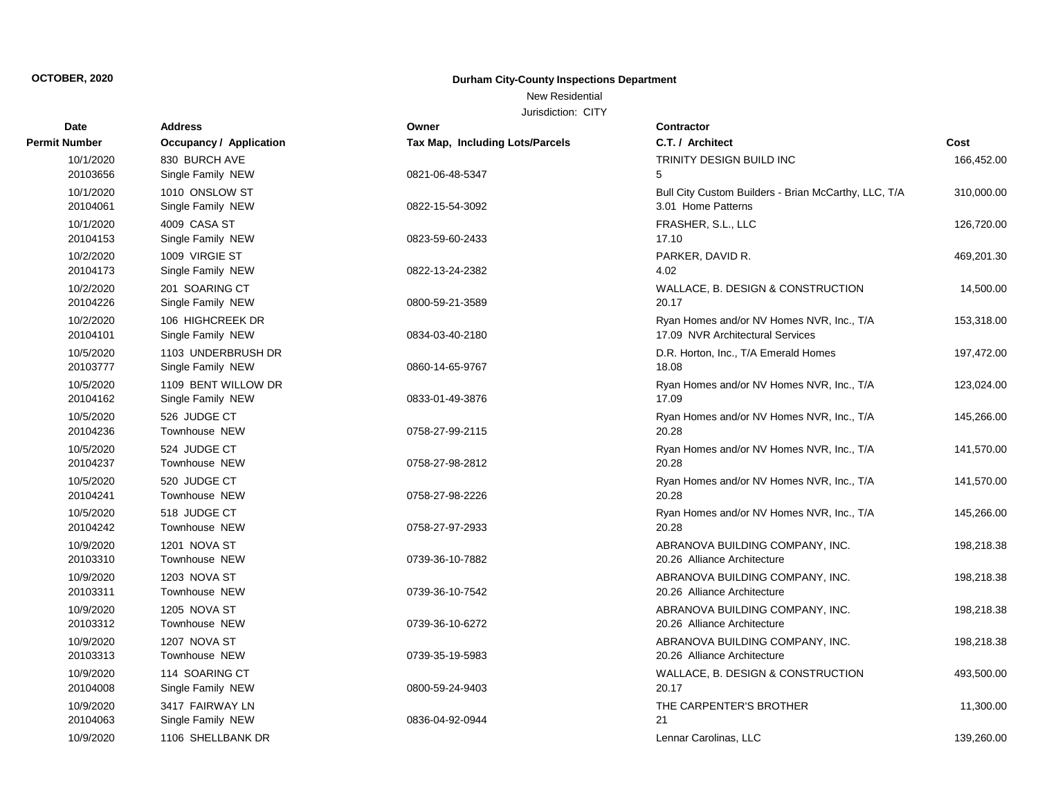**OCTOBER, 2020**

**Durham City-County Inspections Department**

New Residential

Jurisdiction: CITY

| Date<br>Permit Number | Address<br>Occupancy / Application | Owner<br>Tax Map, Including Lots/Parcels | Contractor<br>C.T. / Architect | Cost |
|---|---|---|---|---|
| 10/1/2020<br>20103656 | 830 BURCH AVE<br>Single Family NEW | 0821-06-48-5347 | TRINITY DESIGN BUILD INC<br>5 | 166,452.00 |
| 10/1/2020<br>20104061 | 1010 ONSLOW ST<br>Single Family NEW | 0822-15-54-3092 | Bull City Custom Builders - Brian McCarthy, LLC, T/A<br>3.01 Home Patterns | 310,000.00 |
| 10/1/2020<br>20104153 | 4009 CASA ST<br>Single Family NEW | 0823-59-60-2433 | FRASHER, S.L., LLC<br>17.10 | 126,720.00 |
| 10/2/2020<br>20104173 | 1009 VIRGIE ST<br>Single Family NEW | 0822-13-24-2382 | PARKER, DAVID R.<br>4.02 | 469,201.30 |
| 10/2/2020<br>20104226 | 201 SOARING CT<br>Single Family NEW | 0800-59-21-3589 | WALLACE, B. DESIGN & CONSTRUCTION<br>20.17 | 14,500.00 |
| 10/2/2020<br>20104101 | 106 HIGHCREEK DR<br>Single Family NEW | 0834-03-40-2180 | Ryan Homes and/or NV Homes NVR, Inc., T/A<br>17.09 NVR Architectural Services | 153,318.00 |
| 10/5/2020<br>20103777 | 1103 UNDERBRUSH DR<br>Single Family NEW | 0860-14-65-9767 | D.R. Horton, Inc., T/A Emerald Homes<br>18.08 | 197,472.00 |
| 10/5/2020<br>20104162 | 1109 BENT WILLOW DR<br>Single Family NEW | 0833-01-49-3876 | Ryan Homes and/or NV Homes NVR, Inc., T/A<br>17.09 | 123,024.00 |
| 10/5/2020<br>20104236 | 526 JUDGE CT<br>Townhouse NEW | 0758-27-99-2115 | Ryan Homes and/or NV Homes NVR, Inc., T/A<br>20.28 | 145,266.00 |
| 10/5/2020<br>20104237 | 524 JUDGE CT<br>Townhouse NEW | 0758-27-98-2812 | Ryan Homes and/or NV Homes NVR, Inc., T/A<br>20.28 | 141,570.00 |
| 10/5/2020<br>20104241 | 520 JUDGE CT<br>Townhouse NEW | 0758-27-98-2226 | Ryan Homes and/or NV Homes NVR, Inc., T/A<br>20.28 | 141,570.00 |
| 10/5/2020<br>20104242 | 518 JUDGE CT<br>Townhouse NEW | 0758-27-97-2933 | Ryan Homes and/or NV Homes NVR, Inc., T/A<br>20.28 | 145,266.00 |
| 10/9/2020<br>20103310 | 1201 NOVA ST<br>Townhouse NEW | 0739-36-10-7882 | ABRANOVA BUILDING COMPANY, INC.<br>20.26 Alliance Architecture | 198,218.38 |
| 10/9/2020<br>20103311 | 1203 NOVA ST<br>Townhouse NEW | 0739-36-10-7542 | ABRANOVA BUILDING COMPANY, INC.<br>20.26 Alliance Architecture | 198,218.38 |
| 10/9/2020<br>20103312 | 1205 NOVA ST<br>Townhouse NEW | 0739-36-10-6272 | ABRANOVA BUILDING COMPANY, INC.<br>20.26 Alliance Architecture | 198,218.38 |
| 10/9/2020<br>20103313 | 1207 NOVA ST<br>Townhouse NEW | 0739-35-19-5983 | ABRANOVA BUILDING COMPANY, INC.<br>20.26 Alliance Architecture | 198,218.38 |
| 10/9/2020<br>20104008 | 114 SOARING CT<br>Single Family NEW | 0800-59-24-9403 | WALLACE, B. DESIGN & CONSTRUCTION<br>20.17 | 493,500.00 |
| 10/9/2020<br>20104063 | 3417 FAIRWAY LN<br>Single Family NEW | 0836-04-92-0944 | THE CARPENTER'S BROTHER<br>21 | 11,300.00 |
| 10/9/2020 | 1106 SHELLBANK DR | | Lennar Carolinas, LLC | 139,260.00 |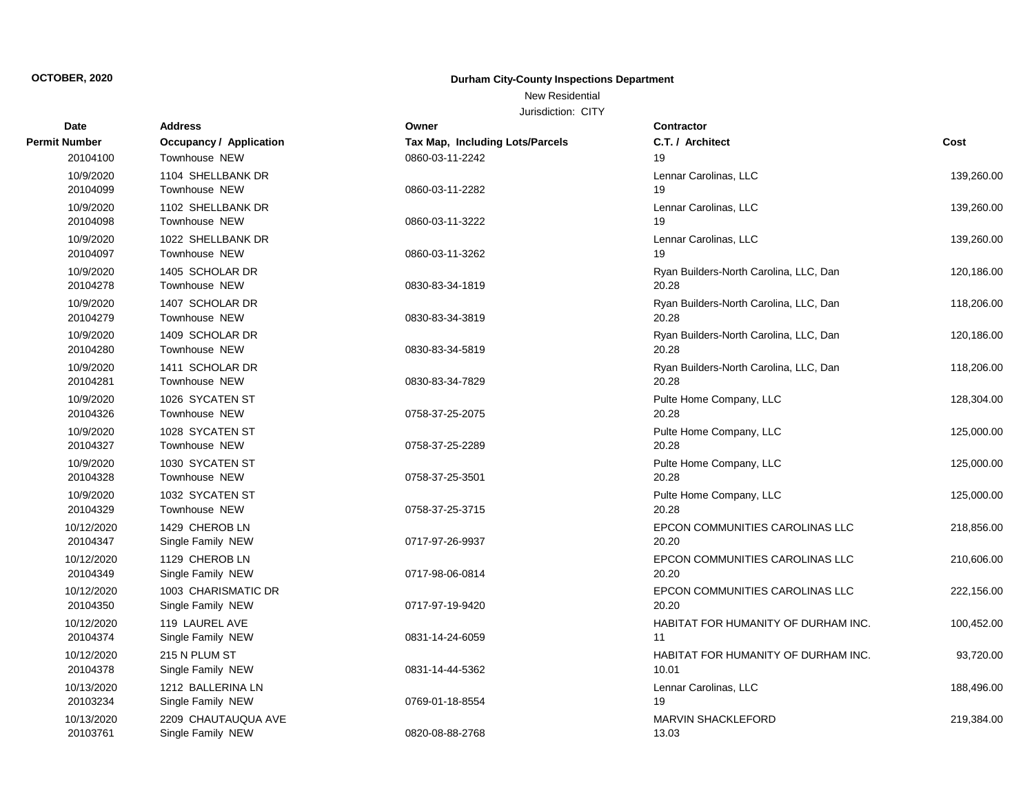**OCTOBER, 2020**

**Durham City-County Inspections Department**

New Residential

Jurisdiction: CITY

| Date | Permit Number | Address | Occupancy / Application | Owner | Tax Map, Including Lots/Parcels | Contractor | C.T. / Architect | Cost |
|---|---|---|---|---|---|---|---|---|
| | 20104100 | | Townhouse NEW | | 0860-03-11-2242 | | 19 | |
| 10/9/2020 | 20104099 | 1104 SHELLBANK DR | Townhouse NEW | | 0860-03-11-2282 | Lennar Carolinas, LLC | 19 | 139,260.00 |
| 10/9/2020 | 20104098 | 1102 SHELLBANK DR | Townhouse NEW | | 0860-03-11-3222 | Lennar Carolinas, LLC | 19 | 139,260.00 |
| 10/9/2020 | 20104097 | 1022 SHELLBANK DR | Townhouse NEW | | 0860-03-11-3262 | Lennar Carolinas, LLC | 19 | 139,260.00 |
| 10/9/2020 | 20104278 | 1405 SCHOLAR DR | Townhouse NEW | | 0830-83-34-1819 | Ryan Builders-North Carolina, LLC, Dan | 20.28 | 120,186.00 |
| 10/9/2020 | 20104279 | 1407 SCHOLAR DR | Townhouse NEW | | 0830-83-34-3819 | Ryan Builders-North Carolina, LLC, Dan | 20.28 | 118,206.00 |
| 10/9/2020 | 20104280 | 1409 SCHOLAR DR | Townhouse NEW | | 0830-83-34-5819 | Ryan Builders-North Carolina, LLC, Dan | 20.28 | 120,186.00 |
| 10/9/2020 | 20104281 | 1411 SCHOLAR DR | Townhouse NEW | | 0830-83-34-7829 | Ryan Builders-North Carolina, LLC, Dan | 20.28 | 118,206.00 |
| 10/9/2020 | 20104326 | 1026 SYCATEN ST | Townhouse NEW | | 0758-37-25-2075 | Pulte Home Company, LLC | 20.28 | 128,304.00 |
| 10/9/2020 | 20104327 | 1028 SYCATEN ST | Townhouse NEW | | 0758-37-25-2289 | Pulte Home Company, LLC | 20.28 | 125,000.00 |
| 10/9/2020 | 20104328 | 1030 SYCATEN ST | Townhouse NEW | | 0758-37-25-3501 | Pulte Home Company, LLC | 20.28 | 125,000.00 |
| 10/9/2020 | 20104329 | 1032 SYCATEN ST | Townhouse NEW | | 0758-37-25-3715 | Pulte Home Company, LLC | 20.28 | 125,000.00 |
| 10/12/2020 | 20104347 | 1429 CHEROB LN | Single Family NEW | | 0717-97-26-9937 | EPCON COMMUNITIES CAROLINAS LLC | 20.20 | 218,856.00 |
| 10/12/2020 | 20104349 | 1129 CHEROB LN | Single Family NEW | | 0717-98-06-0814 | EPCON COMMUNITIES CAROLINAS LLC | 20.20 | 210,606.00 |
| 10/12/2020 | 20104350 | 1003 CHARISMATIC DR | Single Family NEW | | 0717-97-19-9420 | EPCON COMMUNITIES CAROLINAS LLC | 20.20 | 222,156.00 |
| 10/12/2020 | 20104374 | 119 LAUREL AVE | Single Family NEW | | 0831-14-24-6059 | HABITAT FOR HUMANITY OF DURHAM INC. | 11 | 100,452.00 |
| 10/12/2020 | 20104378 | 215 N PLUM ST | Single Family NEW | | 0831-14-44-5362 | HABITAT FOR HUMANITY OF DURHAM INC. | 10.01 | 93,720.00 |
| 10/13/2020 | 20103234 | 1212 BALLERINA LN | Single Family NEW | | 0769-01-18-8554 | Lennar Carolinas, LLC | 19 | 188,496.00 |
| 10/13/2020 | 20103761 | 2209 CHAUTAUQUA AVE | Single Family NEW | | 0820-08-88-2768 | MARVIN SHACKLEFORD | 13.03 | 219,384.00 |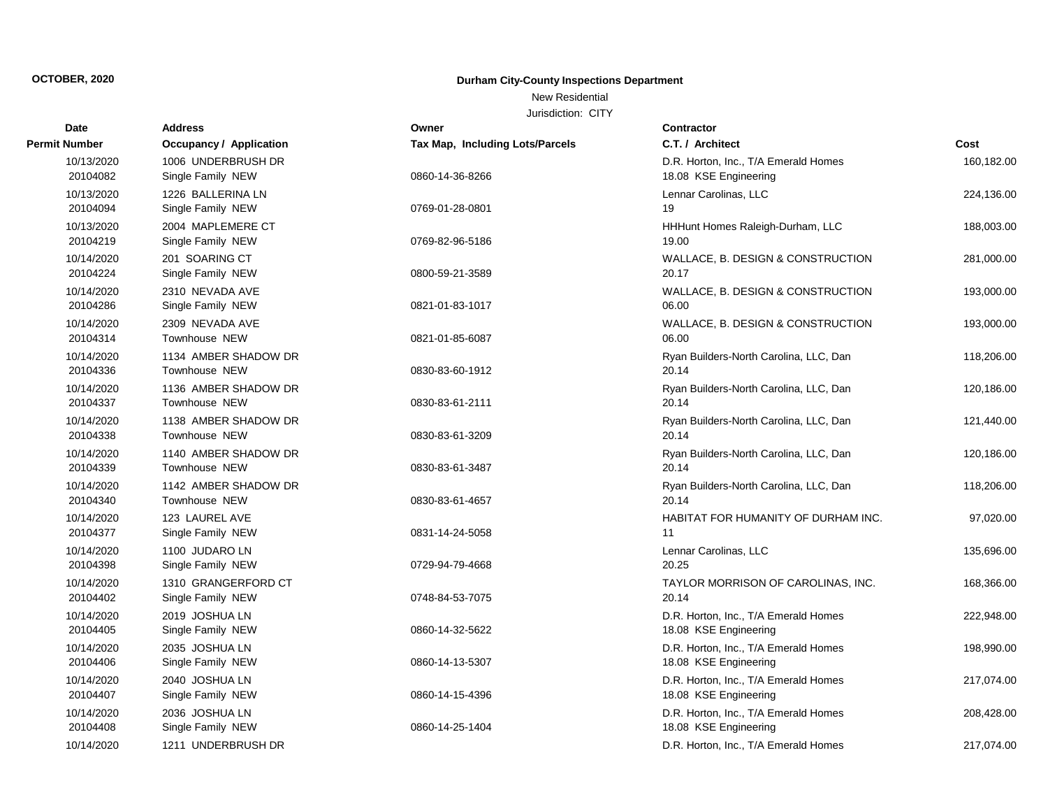**OCTOBER, 2020**

**Durham City-County Inspections Department**

New Residential

Jurisdiction: CITY

| Date / Permit Number | Address / Occupancy / Application | Owner / Tax Map, Including Lots/Parcels | Contractor / C.T. / Architect | Cost |
|---|---|---|---|---|
| 10/13/2020<br>20104082 | 1006 UNDERBRUSH DR<br>Single Family NEW | 0860-14-36-8266 | D.R. Horton, Inc., T/A Emerald Homes<br>18.08 KSE Engineering | 160,182.00 |
| 10/13/2020<br>20104094 | 1226 BALLERINA LN<br>Single Family NEW | 0769-01-28-0801 | Lennar Carolinas, LLC<br>19 | 224,136.00 |
| 10/13/2020<br>20104219 | 2004 MAPLEMERE CT<br>Single Family NEW | 0769-82-96-5186 | HHHunt Homes Raleigh-Durham, LLC<br>19.00 | 188,003.00 |
| 10/14/2020<br>20104224 | 201 SOARING CT<br>Single Family NEW | 0800-59-21-3589 | WALLACE, B. DESIGN & CONSTRUCTION<br>20.17 | 281,000.00 |
| 10/14/2020<br>20104286 | 2310 NEVADA AVE<br>Single Family NEW | 0821-01-83-1017 | WALLACE, B. DESIGN & CONSTRUCTION<br>06.00 | 193,000.00 |
| 10/14/2020<br>20104314 | 2309 NEVADA AVE<br>Townhouse NEW | 0821-01-85-6087 | WALLACE, B. DESIGN & CONSTRUCTION<br>06.00 | 193,000.00 |
| 10/14/2020<br>20104336 | 1134 AMBER SHADOW DR<br>Townhouse NEW | 0830-83-60-1912 | Ryan Builders-North Carolina, LLC, Dan<br>20.14 | 118,206.00 |
| 10/14/2020<br>20104337 | 1136 AMBER SHADOW DR<br>Townhouse NEW | 0830-83-61-2111 | Ryan Builders-North Carolina, LLC, Dan<br>20.14 | 120,186.00 |
| 10/14/2020<br>20104338 | 1138 AMBER SHADOW DR<br>Townhouse NEW | 0830-83-61-3209 | Ryan Builders-North Carolina, LLC, Dan<br>20.14 | 121,440.00 |
| 10/14/2020<br>20104339 | 1140 AMBER SHADOW DR<br>Townhouse NEW | 0830-83-61-3487 | Ryan Builders-North Carolina, LLC, Dan<br>20.14 | 120,186.00 |
| 10/14/2020<br>20104340 | 1142 AMBER SHADOW DR<br>Townhouse NEW | 0830-83-61-4657 | Ryan Builders-North Carolina, LLC, Dan<br>20.14 | 118,206.00 |
| 10/14/2020<br>20104377 | 123 LAUREL AVE<br>Single Family NEW | 0831-14-24-5058 | HABITAT FOR HUMANITY OF DURHAM INC.<br>11 | 97,020.00 |
| 10/14/2020<br>20104398 | 1100 JUDARO LN<br>Single Family NEW | 0729-94-79-4668 | Lennar Carolinas, LLC<br>20.25 | 135,696.00 |
| 10/14/2020<br>20104402 | 1310 GRANGERFORD CT<br>Single Family NEW | 0748-84-53-7075 | TAYLOR MORRISON OF CAROLINAS, INC.<br>20.14 | 168,366.00 |
| 10/14/2020<br>20104405 | 2019 JOSHUA LN<br>Single Family NEW | 0860-14-32-5622 | D.R. Horton, Inc., T/A Emerald Homes<br>18.08 KSE Engineering | 222,948.00 |
| 10/14/2020<br>20104406 | 2035 JOSHUA LN<br>Single Family NEW | 0860-14-13-5307 | D.R. Horton, Inc., T/A Emerald Homes<br>18.08 KSE Engineering | 198,990.00 |
| 10/14/2020<br>20104407 | 2040 JOSHUA LN<br>Single Family NEW | 0860-14-15-4396 | D.R. Horton, Inc., T/A Emerald Homes<br>18.08 KSE Engineering | 217,074.00 |
| 10/14/2020<br>20104408 | 2036 JOSHUA LN<br>Single Family NEW | 0860-14-25-1404 | D.R. Horton, Inc., T/A Emerald Homes<br>18.08 KSE Engineering | 208,428.00 |
| 10/14/2020 | 1211 UNDERBRUSH DR | | D.R. Horton, Inc., T/A Emerald Homes | 217,074.00 |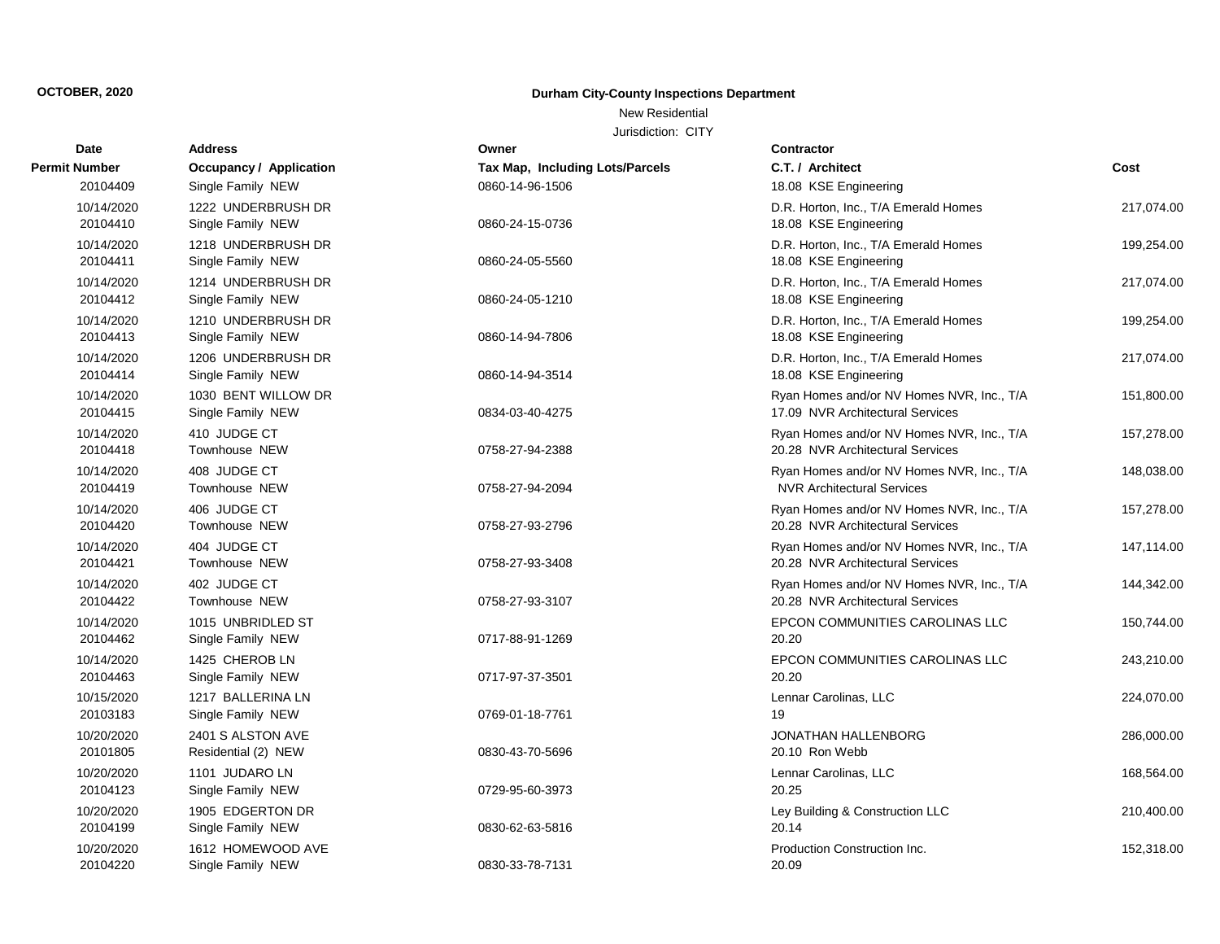**OCTOBER, 2020**

**Durham City-County Inspections Department**

New Residential

Jurisdiction: CITY

| Date / Permit Number | Address / Occupancy / Application | Owner / Tax Map, Including Lots/Parcels | Contractor / C.T. / Architect | Cost |
|---|---|---|---|---|
| 20104409 | Single Family NEW | 0860-14-96-1506 | 18.08 KSE Engineering | |
| 10/14/2020 20104410 | 1222 UNDERBRUSH DR Single Family NEW | 0860-24-15-0736 | D.R. Horton, Inc., T/A Emerald Homes 18.08 KSE Engineering | 217,074.00 |
| 10/14/2020 20104411 | 1218 UNDERBRUSH DR Single Family NEW | 0860-24-05-5560 | D.R. Horton, Inc., T/A Emerald Homes 18.08 KSE Engineering | 199,254.00 |
| 10/14/2020 20104412 | 1214 UNDERBRUSH DR Single Family NEW | 0860-24-05-1210 | D.R. Horton, Inc., T/A Emerald Homes 18.08 KSE Engineering | 217,074.00 |
| 10/14/2020 20104413 | 1210 UNDERBRUSH DR Single Family NEW | 0860-14-94-7806 | D.R. Horton, Inc., T/A Emerald Homes 18.08 KSE Engineering | 199,254.00 |
| 10/14/2020 20104414 | 1206 UNDERBRUSH DR Single Family NEW | 0860-14-94-3514 | D.R. Horton, Inc., T/A Emerald Homes 18.08 KSE Engineering | 217,074.00 |
| 10/14/2020 20104415 | 1030 BENT WILLOW DR Single Family NEW | 0834-03-40-4275 | Ryan Homes and/or NV Homes NVR, Inc., T/A 17.09 NVR Architectural Services | 151,800.00 |
| 10/14/2020 20104418 | 410 JUDGE CT Townhouse NEW | 0758-27-94-2388 | Ryan Homes and/or NV Homes NVR, Inc., T/A 20.28 NVR Architectural Services | 157,278.00 |
| 10/14/2020 20104419 | 408 JUDGE CT Townhouse NEW | 0758-27-94-2094 | Ryan Homes and/or NV Homes NVR, Inc., T/A NVR Architectural Services | 148,038.00 |
| 10/14/2020 20104420 | 406 JUDGE CT Townhouse NEW | 0758-27-93-2796 | Ryan Homes and/or NV Homes NVR, Inc., T/A 20.28 NVR Architectural Services | 157,278.00 |
| 10/14/2020 20104421 | 404 JUDGE CT Townhouse NEW | 0758-27-93-3408 | Ryan Homes and/or NV Homes NVR, Inc., T/A 20.28 NVR Architectural Services | 147,114.00 |
| 10/14/2020 20104422 | 402 JUDGE CT Townhouse NEW | 0758-27-93-3107 | Ryan Homes and/or NV Homes NVR, Inc., T/A 20.28 NVR Architectural Services | 144,342.00 |
| 10/14/2020 20104462 | 1015 UNBRIDLED ST Single Family NEW | 0717-88-91-1269 | EPCON COMMUNITIES CAROLINAS LLC 20.20 | 150,744.00 |
| 10/14/2020 20104463 | 1425 CHEROB LN Single Family NEW | 0717-97-37-3501 | EPCON COMMUNITIES CAROLINAS LLC 20.20 | 243,210.00 |
| 10/15/2020 20103183 | 1217 BALLERINA LN Single Family NEW | 0769-01-18-7761 | Lennar Carolinas, LLC 19 | 224,070.00 |
| 10/20/2020 20101805 | 2401 S ALSTON AVE Residential (2) NEW | 0830-43-70-5696 | JONATHAN HALLENBORG 20.10 Ron Webb | 286,000.00 |
| 10/20/2020 20104123 | 1101 JUDARO LN Single Family NEW | 0729-95-60-3973 | Lennar Carolinas, LLC 20.25 | 168,564.00 |
| 10/20/2020 20104199 | 1905 EDGERTON DR Single Family NEW | 0830-62-63-5816 | Ley Building & Construction LLC 20.14 | 210,400.00 |
| 10/20/2020 20104220 | 1612 HOMEWOOD AVE Single Family NEW | 0830-33-78-7131 | Production Construction Inc. 20.09 | 152,318.00 |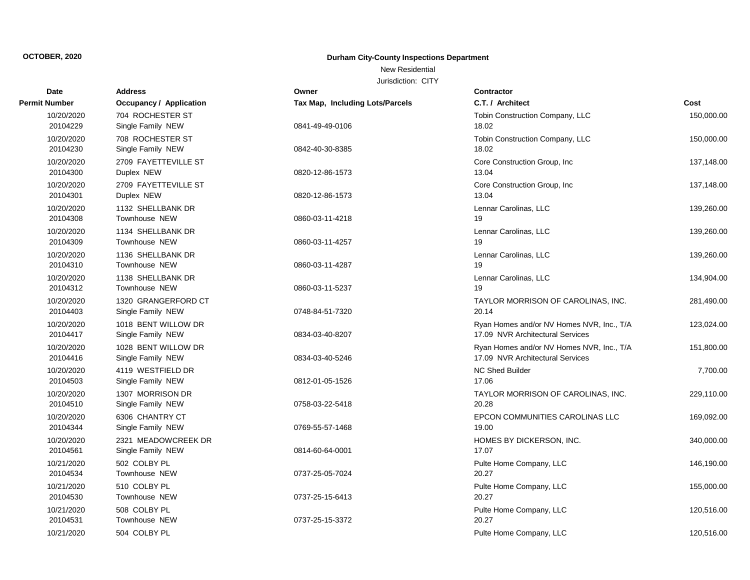**OCTOBER, 2020**

**Durham City-County Inspections Department**

New Residential

Jurisdiction: CITY

| Date / Permit Number | Address / Occupancy / Application | Owner / Tax Map, Including Lots/Parcels | Contractor / C.T. / Architect | Cost |
|---|---|---|---|---|
| 10/20/2020 20104229 | 704 ROCHESTER ST Single Family NEW | 0841-49-49-0106 | Tobin Construction Company, LLC 18.02 | 150,000.00 |
| 10/20/2020 20104230 | 708 ROCHESTER ST Single Family NEW | 0842-40-30-8385 | Tobin Construction Company, LLC 18.02 | 150,000.00 |
| 10/20/2020 20104300 | 2709 FAYETTEVILLE ST Duplex NEW | 0820-12-86-1573 | Core Construction Group, Inc 13.04 | 137,148.00 |
| 10/20/2020 20104301 | 2709 FAYETTEVILLE ST Duplex NEW | 0820-12-86-1573 | Core Construction Group, Inc 13.04 | 137,148.00 |
| 10/20/2020 20104308 | 1132 SHELLBANK DR Townhouse NEW | 0860-03-11-4218 | Lennar Carolinas, LLC 19 | 139,260.00 |
| 10/20/2020 20104309 | 1134 SHELLBANK DR Townhouse NEW | 0860-03-11-4257 | Lennar Carolinas, LLC 19 | 139,260.00 |
| 10/20/2020 20104310 | 1136 SHELLBANK DR Townhouse NEW | 0860-03-11-4287 | Lennar Carolinas, LLC 19 | 139,260.00 |
| 10/20/2020 20104312 | 1138 SHELLBANK DR Townhouse NEW | 0860-03-11-5237 | Lennar Carolinas, LLC 19 | 134,904.00 |
| 10/20/2020 20104403 | 1320 GRANGERFORD CT Single Family NEW | 0748-84-51-7320 | TAYLOR MORRISON OF CAROLINAS, INC. 20.14 | 281,490.00 |
| 10/20/2020 20104417 | 1018 BENT WILLOW DR Single Family NEW | 0834-03-40-8207 | Ryan Homes and/or NV Homes NVR, Inc., T/A 17.09 NVR Architectural Services | 123,024.00 |
| 10/20/2020 20104416 | 1028 BENT WILLOW DR Single Family NEW | 0834-03-40-5246 | Ryan Homes and/or NV Homes NVR, Inc., T/A 17.09 NVR Architectural Services | 151,800.00 |
| 10/20/2020 20104503 | 4119 WESTFIELD DR Single Family NEW | 0812-01-05-1526 | NC Shed Builder 17.06 | 7,700.00 |
| 10/20/2020 20104510 | 1307 MORRISON DR Single Family NEW | 0758-03-22-5418 | TAYLOR MORRISON OF CAROLINAS, INC. 20.28 | 229,110.00 |
| 10/20/2020 20104344 | 6306 CHANTRY CT Single Family NEW | 0769-55-57-1468 | EPCON COMMUNITIES CAROLINAS LLC 19.00 | 169,092.00 |
| 10/20/2020 20104561 | 2321 MEADOWCREEK DR Single Family NEW | 0814-60-64-0001 | HOMES BY DICKERSON, INC. 17.07 | 340,000.00 |
| 10/21/2020 20104534 | 502 COLBY PL Townhouse NEW | 0737-25-05-7024 | Pulte Home Company, LLC 20.27 | 146,190.00 |
| 10/21/2020 20104530 | 510 COLBY PL Townhouse NEW | 0737-25-15-6413 | Pulte Home Company, LLC 20.27 | 155,000.00 |
| 10/21/2020 20104531 | 508 COLBY PL Townhouse NEW | 0737-25-15-3372 | Pulte Home Company, LLC 20.27 | 120,516.00 |
| 10/21/2020 | 504 COLBY PL | | Pulte Home Company, LLC | 120,516.00 |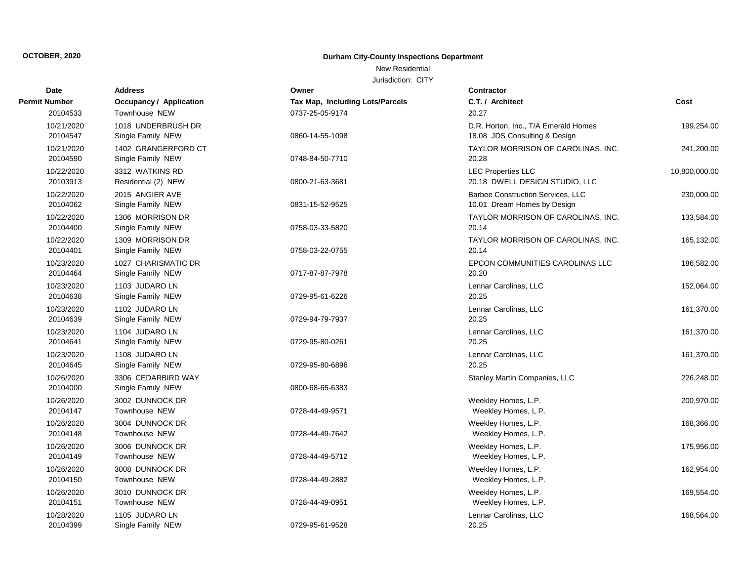**OCTOBER, 2020**

**Durham City-County Inspections Department**

New Residential

Jurisdiction: CITY

| Date / Permit Number | Address / Occupancy / Application | Owner / Tax Map, Including Lots/Parcels | Contractor / C.T. / Architect | Cost |
|---|---|---|---|---|
| 20104533 | Townhouse NEW | 0737-25-05-9174 | 20.27 | |
| 10/21/2020 / 20104547 | 1018 UNDERBRUSH DR / Single Family NEW | 0860-14-55-1098 | D.R. Horton, Inc., T/A Emerald Homes / 18.08 JDS Consulting & Design | 199,254.00 |
| 10/21/2020 / 20104590 | 1402 GRANGERFORD CT / Single Family NEW | 0748-84-50-7710 | TAYLOR MORRISON OF CAROLINAS, INC. / 20.28 | 241,200.00 |
| 10/22/2020 / 20103913 | 3312 WATKINS RD / Residential (2) NEW | 0800-21-63-3681 | LEC Properties LLC / 20.18 DWELL DESIGN STUDIO, LLC | 10,800,000.00 |
| 10/22/2020 / 20104062 | 2015 ANGIER AVE / Single Family NEW | 0831-15-52-9525 | Barbee Construction Services, LLC / 10.01 Dream Homes by Design | 230,000.00 |
| 10/22/2020 / 20104400 | 1306 MORRISON DR / Single Family NEW | 0758-03-33-5820 | TAYLOR MORRISON OF CAROLINAS, INC. / 20.14 | 133,584.00 |
| 10/22/2020 / 20104401 | 1309 MORRISON DR / Single Family NEW | 0758-03-22-0755 | TAYLOR MORRISON OF CAROLINAS, INC. / 20.14 | 165,132.00 |
| 10/23/2020 / 20104464 | 1027 CHARISMATIC DR / Single Family NEW | 0717-87-87-7978 | EPCON COMMUNITIES CAROLINAS LLC / 20.20 | 186,582.00 |
| 10/23/2020 / 20104638 | 1103 JUDARO LN / Single Family NEW | 0729-95-61-6226 | Lennar Carolinas, LLC / 20.25 | 152,064.00 |
| 10/23/2020 / 20104639 | 1102 JUDARO LN / Single Family NEW | 0729-94-79-7937 | Lennar Carolinas, LLC / 20.25 | 161,370.00 |
| 10/23/2020 / 20104641 | 1104 JUDARO LN / Single Family NEW | 0729-95-80-0261 | Lennar Carolinas, LLC / 20.25 | 161,370.00 |
| 10/23/2020 / 20104645 | 1108 JUDARO LN / Single Family NEW | 0729-95-80-6896 | Lennar Carolinas, LLC / 20.25 | 161,370.00 |
| 10/26/2020 / 20104000 | 3306 CEDARBIRD WAY / Single Family NEW | 0800-68-65-6383 | Stanley Martin Companies, LLC | 226,248.00 |
| 10/26/2020 / 20104147 | 3002 DUNNOCK DR / Townhouse NEW | 0728-44-49-9571 | Weekley Homes, L.P. / Weekley Homes, L.P. | 200,970.00 |
| 10/26/2020 / 20104148 | 3004 DUNNOCK DR / Townhouse NEW | 0728-44-49-7642 | Weekley Homes, L.P. / Weekley Homes, L.P. | 168,366.00 |
| 10/26/2020 / 20104149 | 3006 DUNNOCK DR / Townhouse NEW | 0728-44-49-5712 | Weekley Homes, L.P. / Weekley Homes, L.P. | 175,956.00 |
| 10/26/2020 / 20104150 | 3008 DUNNOCK DR / Townhouse NEW | 0728-44-49-2882 | Weekley Homes, L.P. / Weekley Homes, L.P. | 162,954.00 |
| 10/26/2020 / 20104151 | 3010 DUNNOCK DR / Townhouse NEW | 0728-44-49-0951 | Weekley Homes, L.P. / Weekley Homes, L.P. | 169,554.00 |
| 10/28/2020 / 20104399 | 1105 JUDARO LN / Single Family NEW | 0729-95-61-9528 | Lennar Carolinas, LLC / 20.25 | 168,564.00 |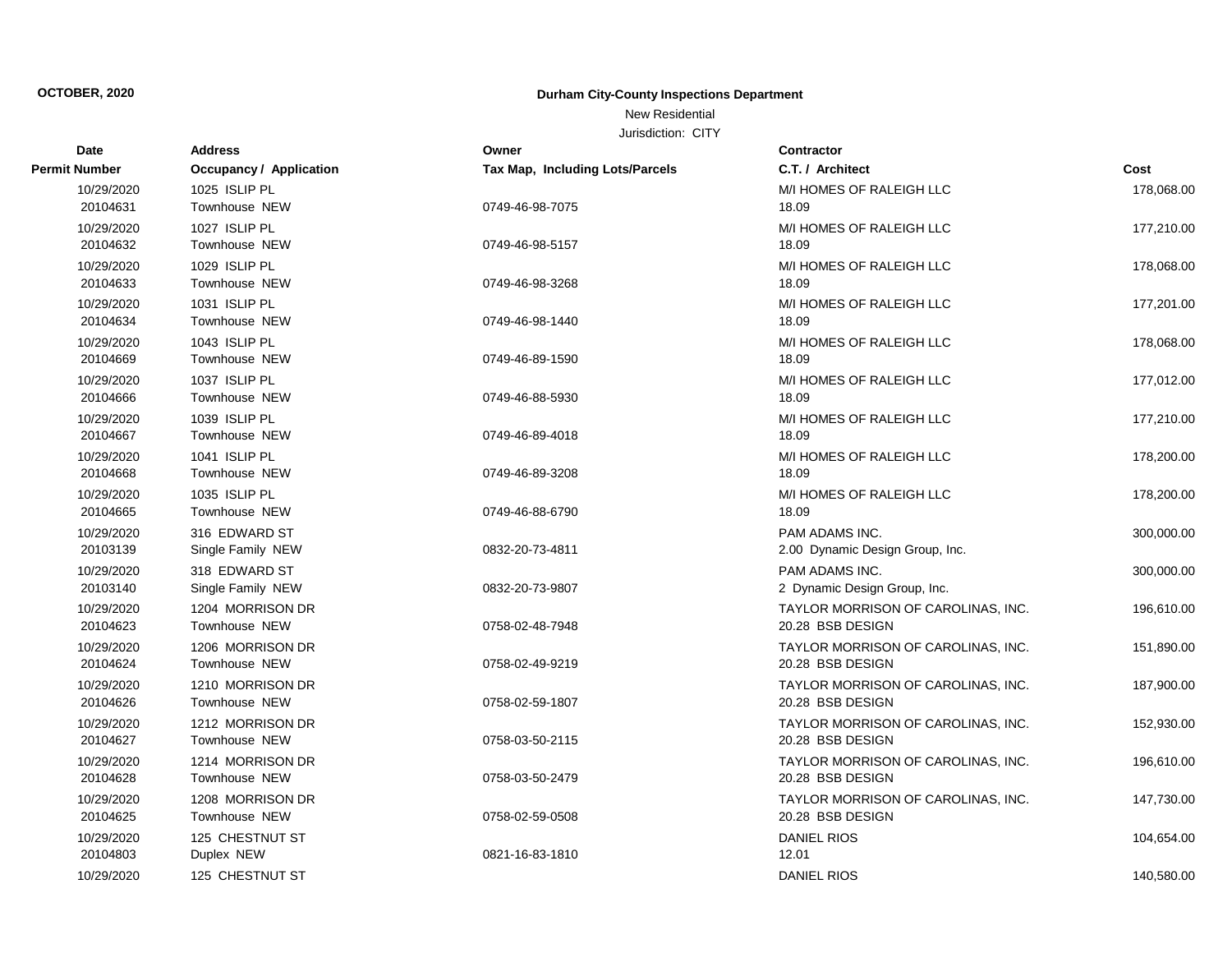**OCTOBER, 2020**

**Durham City-County Inspections Department**

New Residential

Jurisdiction: CITY

| Date<br>Permit Number | Address<br>Occupancy / Application | Owner<br>Tax Map, Including Lots/Parcels | Contractor<br>C.T. / Architect | Cost |
|---|---|---|---|---|
| 10/29/2020<br>20104631 | 1025 ISLIP PL<br>Townhouse NEW | 0749-46-98-7075 | M/I HOMES OF RALEIGH LLC<br>18.09 | 178,068.00 |
| 10/29/2020<br>20104632 | 1027 ISLIP PL<br>Townhouse NEW | 0749-46-98-5157 | M/I HOMES OF RALEIGH LLC<br>18.09 | 177,210.00 |
| 10/29/2020<br>20104633 | 1029 ISLIP PL<br>Townhouse NEW | 0749-46-98-3268 | M/I HOMES OF RALEIGH LLC<br>18.09 | 178,068.00 |
| 10/29/2020<br>20104634 | 1031 ISLIP PL<br>Townhouse NEW | 0749-46-98-1440 | M/I HOMES OF RALEIGH LLC<br>18.09 | 177,201.00 |
| 10/29/2020<br>20104669 | 1043 ISLIP PL<br>Townhouse NEW | 0749-46-89-1590 | M/I HOMES OF RALEIGH LLC<br>18.09 | 178,068.00 |
| 10/29/2020<br>20104666 | 1037 ISLIP PL<br>Townhouse NEW | 0749-46-88-5930 | M/I HOMES OF RALEIGH LLC<br>18.09 | 177,012.00 |
| 10/29/2020<br>20104667 | 1039 ISLIP PL<br>Townhouse NEW | 0749-46-89-4018 | M/I HOMES OF RALEIGH LLC<br>18.09 | 177,210.00 |
| 10/29/2020<br>20104668 | 1041 ISLIP PL<br>Townhouse NEW | 0749-46-89-3208 | M/I HOMES OF RALEIGH LLC<br>18.09 | 178,200.00 |
| 10/29/2020<br>20104665 | 1035 ISLIP PL<br>Townhouse NEW | 0749-46-88-6790 | M/I HOMES OF RALEIGH LLC<br>18.09 | 178,200.00 |
| 10/29/2020<br>20103139 | 316 EDWARD ST<br>Single Family NEW | 0832-20-73-4811 | PAM ADAMS INC.<br>2.00 Dynamic Design Group, Inc. | 300,000.00 |
| 10/29/2020<br>20103140 | 318 EDWARD ST<br>Single Family NEW | 0832-20-73-9807 | PAM ADAMS INC.<br>2 Dynamic Design Group, Inc. | 300,000.00 |
| 10/29/2020<br>20104623 | 1204 MORRISON DR<br>Townhouse NEW | 0758-02-48-7948 | TAYLOR MORRISON OF CAROLINAS, INC.<br>20.28 BSB DESIGN | 196,610.00 |
| 10/29/2020<br>20104624 | 1206 MORRISON DR<br>Townhouse NEW | 0758-02-49-9219 | TAYLOR MORRISON OF CAROLINAS, INC.<br>20.28 BSB DESIGN | 151,890.00 |
| 10/29/2020<br>20104626 | 1210 MORRISON DR<br>Townhouse NEW | 0758-02-59-1807 | TAYLOR MORRISON OF CAROLINAS, INC.<br>20.28 BSB DESIGN | 187,900.00 |
| 10/29/2020<br>20104627 | 1212 MORRISON DR<br>Townhouse NEW | 0758-03-50-2115 | TAYLOR MORRISON OF CAROLINAS, INC.<br>20.28 BSB DESIGN | 152,930.00 |
| 10/29/2020<br>20104628 | 1214 MORRISON DR<br>Townhouse NEW | 0758-03-50-2479 | TAYLOR MORRISON OF CAROLINAS, INC.<br>20.28 BSB DESIGN | 196,610.00 |
| 10/29/2020<br>20104625 | 1208 MORRISON DR<br>Townhouse NEW | 0758-02-59-0508 | TAYLOR MORRISON OF CAROLINAS, INC.<br>20.28 BSB DESIGN | 147,730.00 |
| 10/29/2020<br>20104803 | 125 CHESTNUT ST<br>Duplex NEW | 0821-16-83-1810 | DANIEL RIOS<br>12.01 | 104,654.00 |
| 10/29/2020 | 125 CHESTNUT ST | | DANIEL RIOS | 140,580.00 |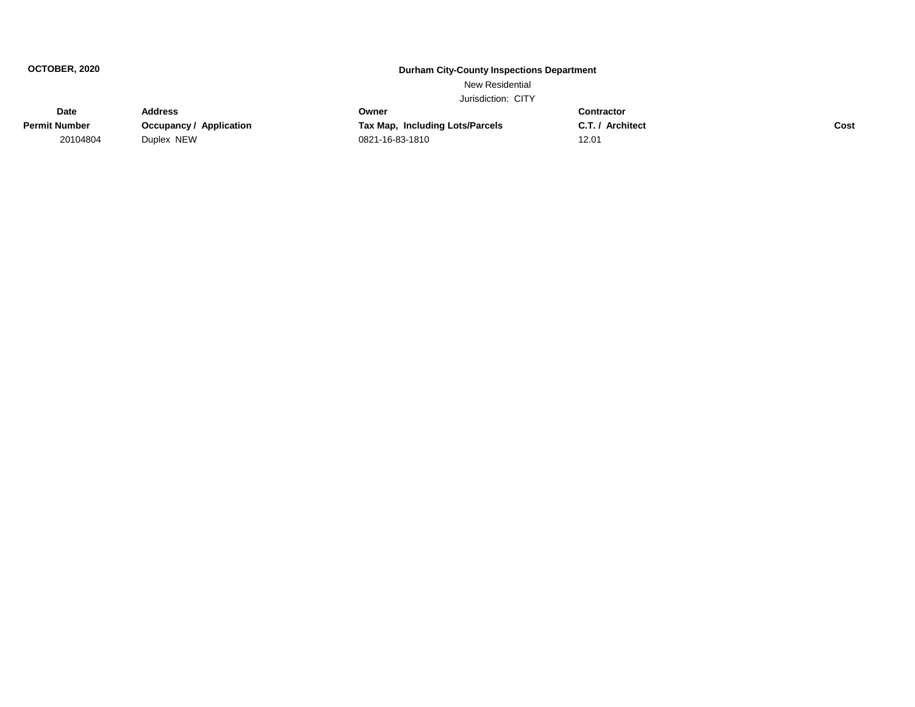**OCTOBER, 2020**

**Durham City-County Inspections Department**

New Residential

Jurisdiction: CITY

| **Date** / **Permit Number** | **Address** / **Occupancy / Application** | **Owner** / **Tax Map, Including Lots/Parcels** | **Contractor** / **C.T. / Architect** | **Cost** |
|---|---|---|---|---|
| 20104804 | Duplex NEW | 0821-16-83-1810 | 12.01 | |